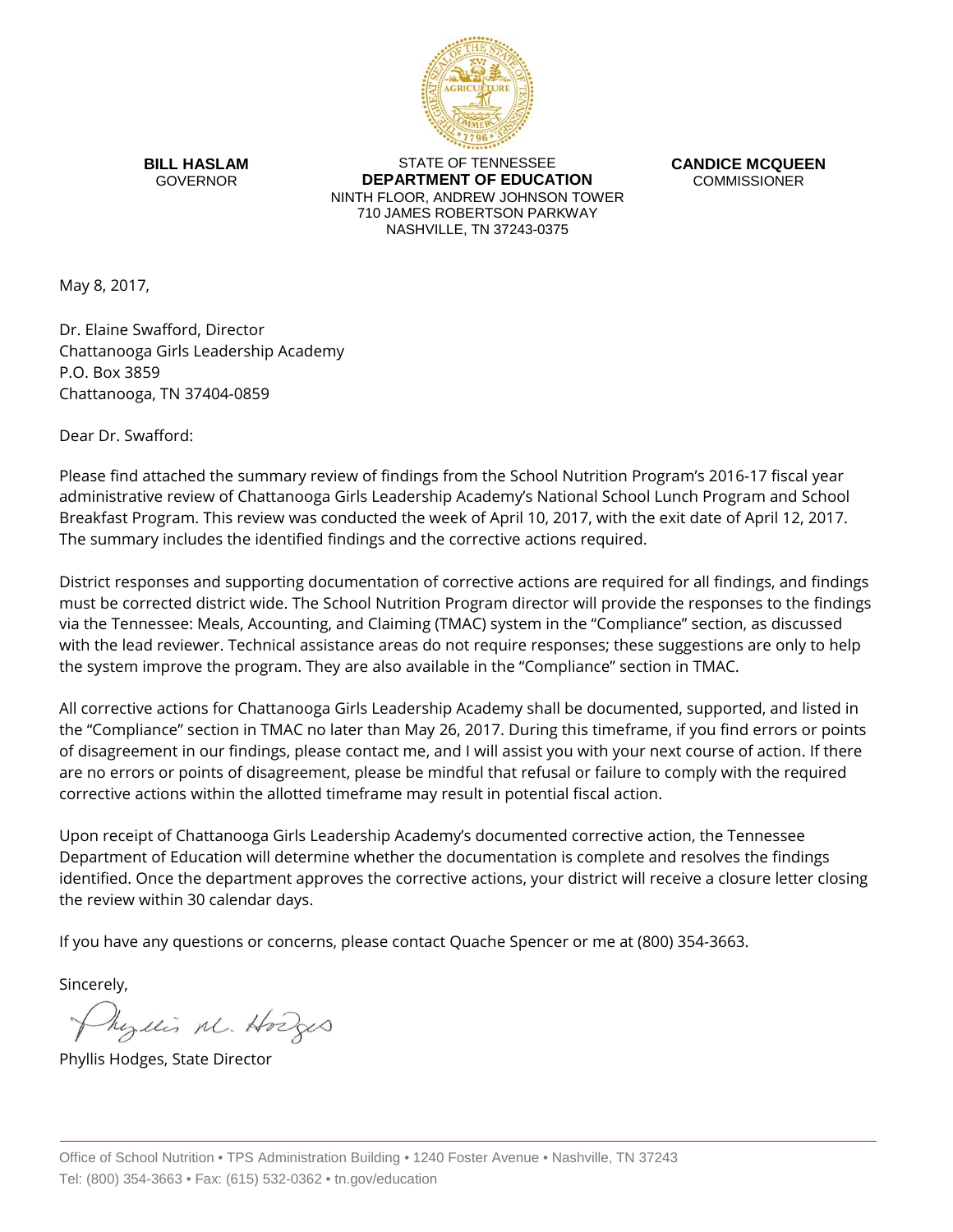**BILL HASLAM**
GOVERNOR

STATE OF TENNESSEE
**DEPARTMENT OF EDUCATION**
NINTH FLOOR, ANDREW JOHNSON TOWER
710 JAMES ROBERTSON PARKWAY
NASHVILLE, TN 37243-0375

**CANDICE MCQUEEN**
COMMISSIONER

May 8, 2017,

Dr. Elaine Swafford, Director
Chattanooga Girls Leadership Academy
P.O. Box 3859
Chattanooga, TN 37404-0859

Dear Dr. Swafford:

Please find attached the summary review of findings from the School Nutrition Program's 2016-17 fiscal year administrative review of Chattanooga Girls Leadership Academy's National School Lunch Program and School Breakfast Program. This review was conducted the week of April 10, 2017, with the exit date of April 12, 2017. The summary includes the identified findings and the corrective actions required.

District responses and supporting documentation of corrective actions are required for all findings, and findings must be corrected district wide. The School Nutrition Program director will provide the responses to the findings via the Tennessee: Meals, Accounting, and Claiming (TMAC) system in the "Compliance" section, as discussed with the lead reviewer. Technical assistance areas do not require responses; these suggestions are only to help the system improve the program. They are also available in the "Compliance" section in TMAC.

All corrective actions for Chattanooga Girls Leadership Academy shall be documented, supported, and listed in the "Compliance" section in TMAC no later than May 26, 2017. During this timeframe, if you find errors or points of disagreement in our findings, please contact me, and I will assist you with your next course of action. If there are no errors or points of disagreement, please be mindful that refusal or failure to comply with the required corrective actions within the allotted timeframe may result in potential fiscal action.

Upon receipt of Chattanooga Girls Leadership Academy's documented corrective action, the Tennessee Department of Education will determine whether the documentation is complete and resolves the findings identified. Once the department approves the corrective actions, your district will receive a closure letter closing the review within 30 calendar days.

If you have any questions or concerns, please contact Quache Spencer or me at (800) 354-3663.

Sincerely,

Phyllis M. Hodges

Phyllis Hodges, State Director

Office of School Nutrition • TPS Administration Building • 1240 Foster Avenue • Nashville, TN 37243
Tel: (800) 354-3663 • Fax: (615) 532-0362 • tn.gov/education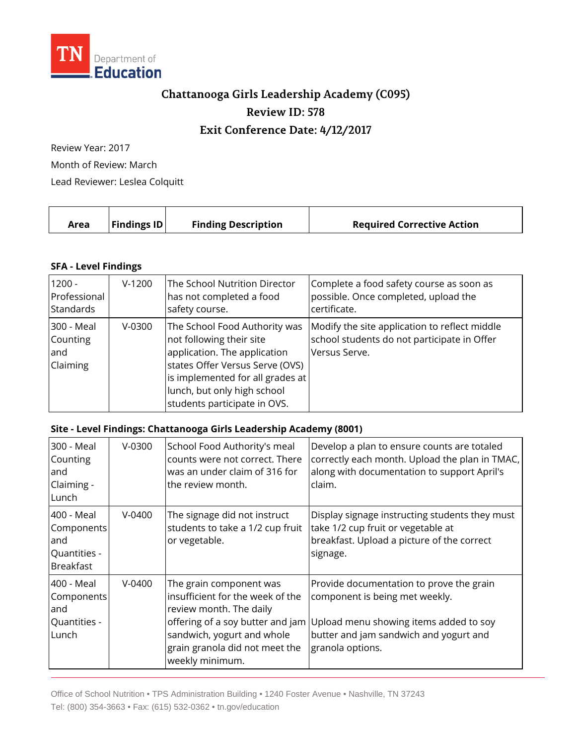TN Department of Education

# Chattanooga Girls Leadership Academy (C095)

## Review ID: 578

## Exit Conference Date: 4/12/2017

Review Year: 2017

Month of Review: March

Lead Reviewer: Leslea Colquitt

| Area | Findings ID | Finding Description | Required Corrective Action |
|---|---|---|---|
| **SFA - Level Findings** | | | |
| 1200 - Professional Standards | V-1200 | The School Nutrition Director has not completed a food safety course. | Complete a food safety course as soon as possible. Once completed, upload the certificate. |
| 300 - Meal Counting and Claiming | V-0300 | The School Food Authority was not following their site application. The application states Offer Versus Serve (OVS) is implemented for all grades at lunch, but only high school students participate in OVS. | Modify the site application to reflect middle school students do not participate in Offer Versus Serve. |
| **Site - Level Findings: Chattanooga Girls Leadership Academy (8001)** | | | |
| 300 - Meal Counting and Claiming - Lunch | V-0300 | School Food Authority's meal counts were not correct. There was an under claim of 316 for the review month. | Develop a plan to ensure counts are totaled correctly each month. Upload the plan in TMAC, along with documentation to support April's claim. |
| 400 - Meal Components and Quantities - Breakfast | V-0400 | The signage did not instruct students to take a 1/2 cup fruit or vegetable. | Display signage instructing students they must take 1/2 cup fruit or vegetable at breakfast. Upload a picture of the correct signage. |
| 400 - Meal Components and Quantities - Lunch | V-0400 | The grain component was insufficient for the week of the review month. The daily offering of a soy butter and jam sandwich, yogurt and whole grain granola did not meet the weekly minimum. | Provide documentation to prove the grain component is being met weekly.<br><br>Upload menu showing items added to soy butter and jam sandwich and yogurt and granola options. |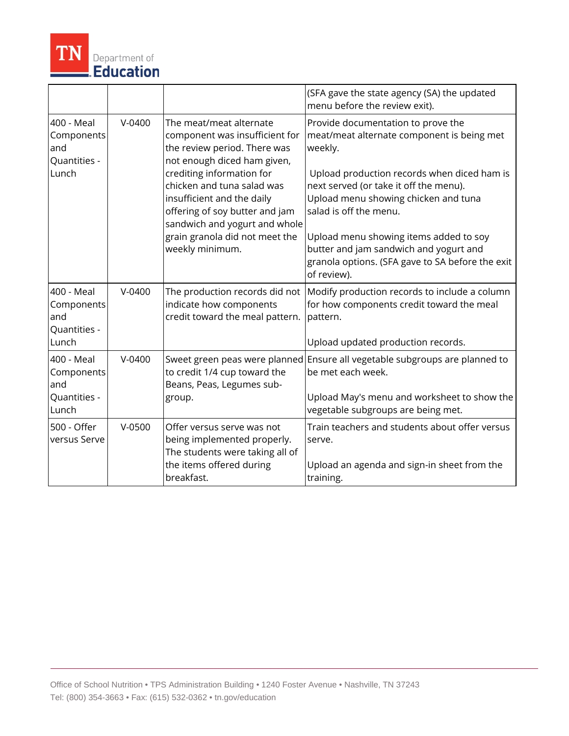| | | | |
|---|---|---|---|
| | | | (SFA gave the state agency (SA) the updated menu before the review exit). |
| 400 - Meal Components and Quantities - Lunch | V-0400 | The meat/meat alternate component was insufficient for the review period. There was not enough diced ham given, crediting information for chicken and tuna salad was insufficient and the daily offering of soy butter and jam sandwich and yogurt and whole grain granola did not meet the weekly minimum. | Provide documentation to prove the meat/meat alternate component is being met weekly.<br><br>Upload production records when diced ham is next served (or take it off the menu). Upload menu showing chicken and tuna salad is off the menu.<br><br>Upload menu showing items added to soy butter and jam sandwich and yogurt and granola options. (SFA gave to SA before the exit of review). |
| 400 - Meal Components and Quantities - Lunch | V-0400 | The production records did not indicate how components credit toward the meal pattern. | Modify production records to include a column for how components credit toward the meal pattern.<br><br>Upload updated production records. |
| 400 - Meal Components and Quantities - Lunch | V-0400 | Sweet green peas were planned to credit 1/4 cup toward the Beans, Peas, Legumes sub-group. | Ensure all vegetable subgroups are planned to be met each week.<br><br>Upload May's menu and worksheet to show the vegetable subgroups are being met. |
| 500 - Offer versus Serve | V-0500 | Offer versus serve was not being implemented properly. The students were taking all of the items offered during breakfast. | Train teachers and students about offer versus serve.<br><br>Upload an agenda and sign-in sheet from the training. |